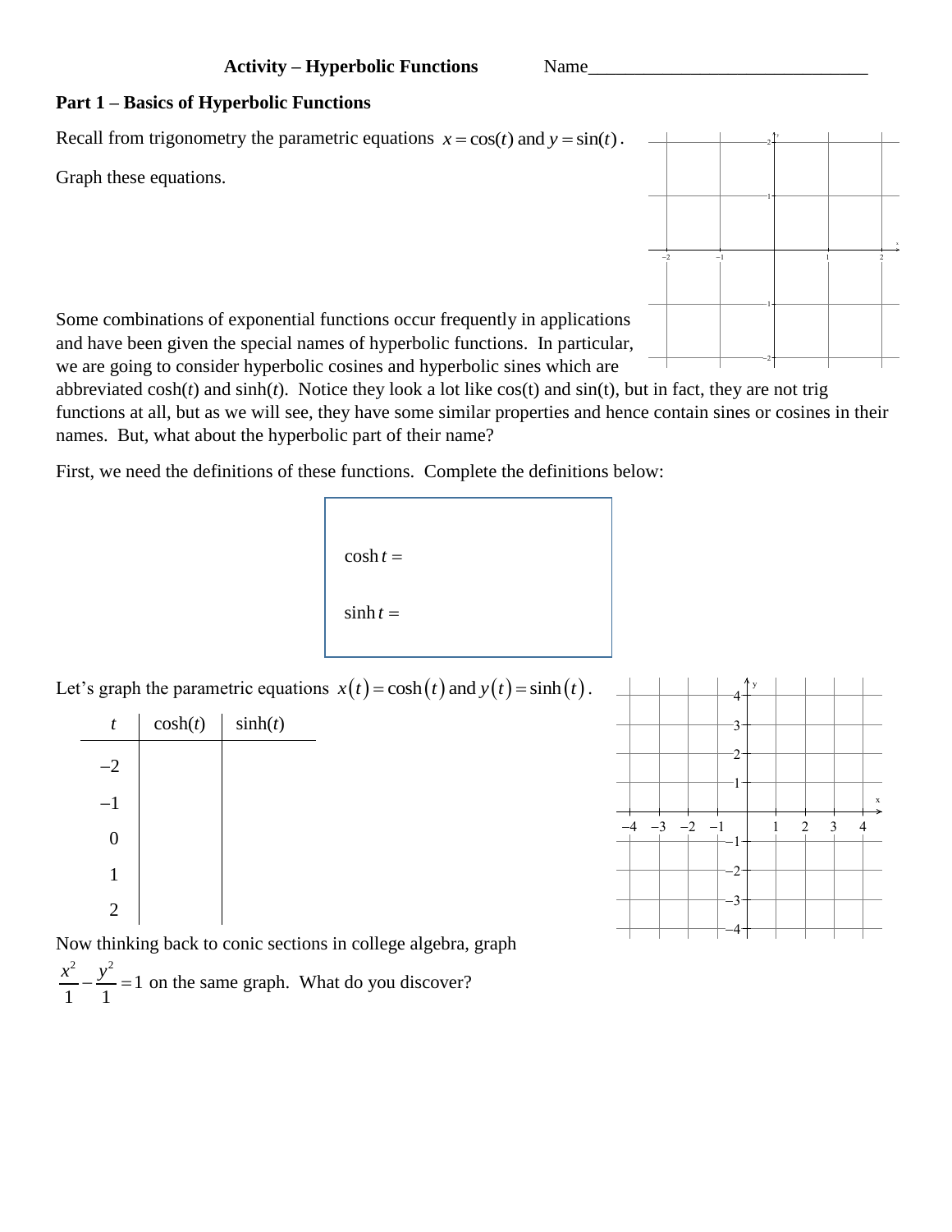**Activity – Hyperbolic Functions** Name______________________________

## Part 1 – Basics of Hyperbolic Functions

Recall from trigonometry the parametric equations $x = \cos(t)$ and $y = \sin(t)$.

Graph these equations.

Some combinations of exponential functions occur frequently in applications and have been given the special names of hyperbolic functions. In particular, we are going to consider hyperbolic cosines and hyperbolic sines which are abbreviated cosh(*t*) and sinh(*t*). Notice they look a lot like cos(t) and sin(t), but in fact, they are not trig functions at all, but as we will see, they have some similar properties and hence contain sines or cosines in their names. But, what about the hyperbolic part of their name?

First, we need the definitions of these functions. Complete the definitions below:

$\cosh t =$

$\sinh t =$

Let's graph the parametric equations $x(t) = \cosh(t)$ and $y(t) = \sinh(t)$.

| *t* | cosh(*t*) | sinh(*t*) |
|---|---|---|
| –2 | | |
| –1 | | |
| 0 | | |
| 1 | | |
| 2 | | |

Now thinking back to conic sections in college algebra, graph $\frac{x^2}{1} - \frac{y^2}{1} = 1$ on the same graph. What do you discover?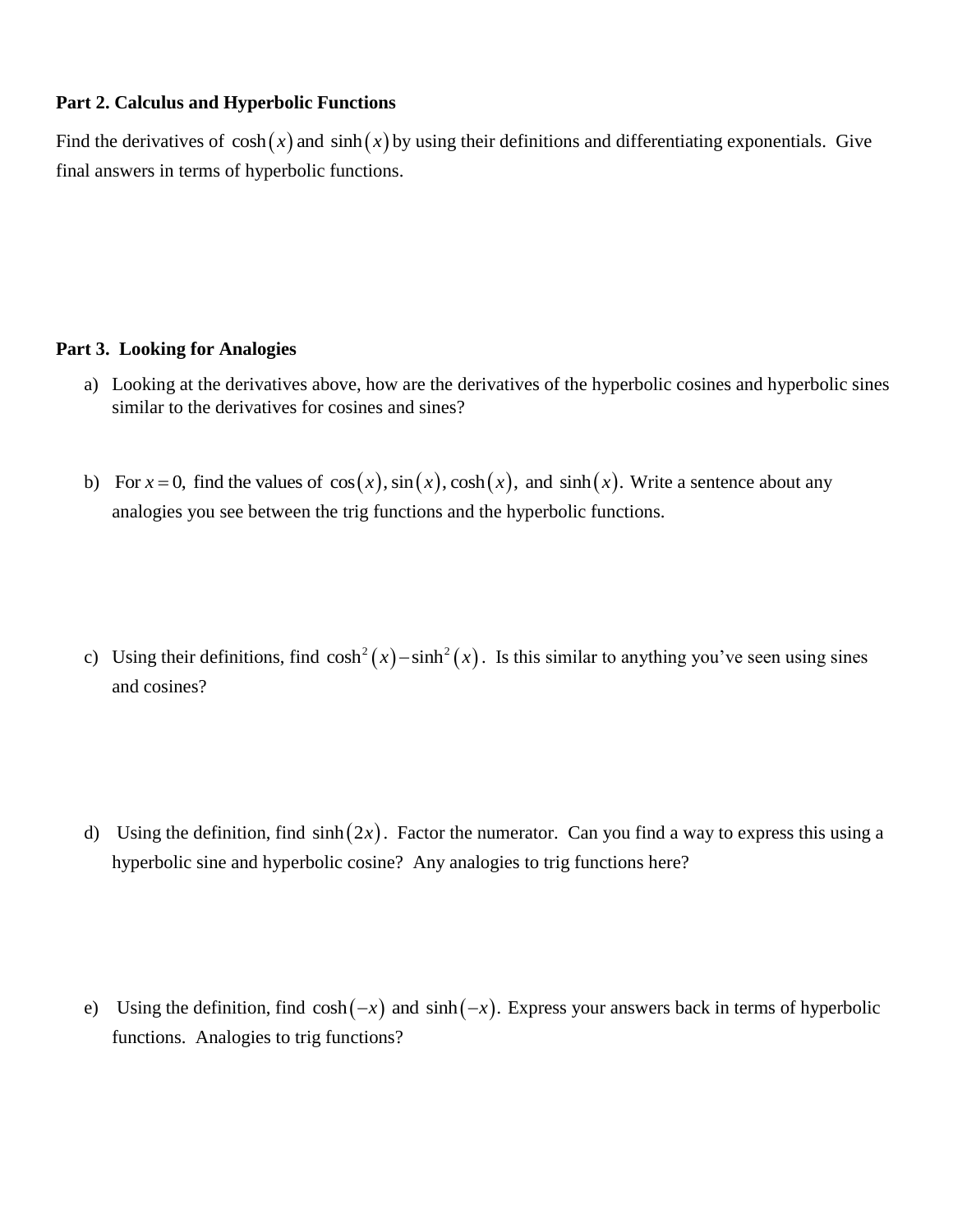**Part 2. Calculus and Hyperbolic Functions**

Find the derivatives of $\cosh(x)$ and $\sinh(x)$ by using their definitions and differentiating exponentials. Give final answers in terms of hyperbolic functions.

**Part 3. Looking for Analogies**

a) Looking at the derivatives above, how are the derivatives of the hyperbolic cosines and hyperbolic sines similar to the derivatives for cosines and sines?

b) For $x = 0,$ find the values of $\cos(x), \sin(x), \cosh(x),$ and $\sinh(x).$ Write a sentence about any analogies you see between the trig functions and the hyperbolic functions.

c) Using their definitions, find $\cosh^2(x) - \sinh^2(x)$. Is this similar to anything you've seen using sines and cosines?

d) Using the definition, find $\sinh(2x)$. Factor the numerator. Can you find a way to express this using a hyperbolic sine and hyperbolic cosine? Any analogies to trig functions here?

e) Using the definition, find $\cosh(-x)$ and $\sinh(-x).$ Express your answers back in terms of hyperbolic functions. Analogies to trig functions?